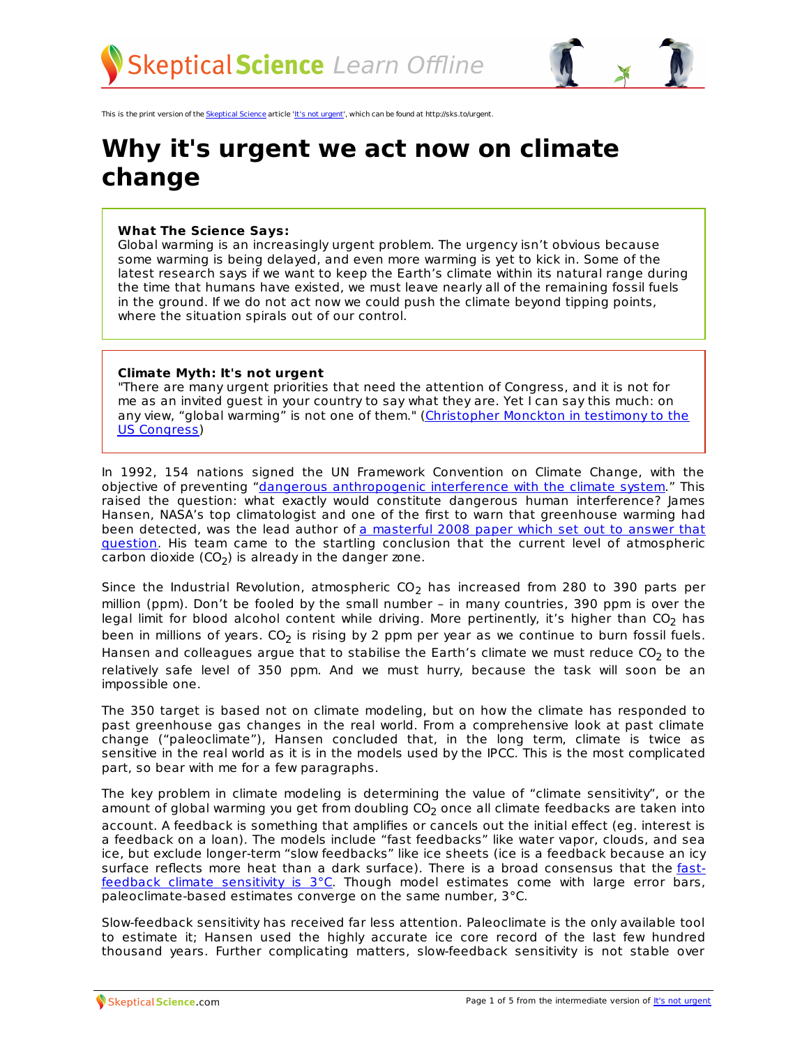This is the print version of the Skeptical Science article 'It's not urgent', which can be found at http://sks.to/urgent.

# Why it's urgent we act now on climate change

**What The Science Says:**
Global warming is an increasingly urgent problem. The urgency isn't obvious because some warming is being delayed, and even more warming is yet to kick in. Some of the latest research says if we want to keep the Earth's climate within its natural range during the time that humans have existed, we must leave nearly all of the remaining fossil fuels in the ground. If we do not act now we could push the climate beyond tipping points, where the situation spirals out of our control.

**Climate Myth: It's not urgent**
"There are many urgent priorities that need the attention of Congress, and it is not for me as an invited guest in your country to say what they are. Yet I can say this much: on any view, "global warming" is not one of them." (Christopher Monckton in testimony to the US Congress)

In 1992, 154 nations signed the UN Framework Convention on Climate Change, with the objective of preventing "dangerous anthropogenic interference with the climate system." This raised the question: what exactly would constitute dangerous human interference? James Hansen, NASA's top climatologist and one of the first to warn that greenhouse warming had been detected, was the lead author of a masterful 2008 paper which set out to answer that question. His team came to the startling conclusion that the current level of atmospheric carbon dioxide ($CO_2$) is already in the danger zone.

Since the Industrial Revolution, atmospheric $CO_2$ has increased from 280 to 390 parts per million (ppm). Don't be fooled by the small number – in many countries, 390 ppm is over the legal limit for blood alcohol content while driving. More pertinently, it's higher than $CO_2$ has been in millions of years. $CO_2$ is rising by 2 ppm per year as we continue to burn fossil fuels. Hansen and colleagues argue that to stabilise the Earth's climate we must reduce $CO_2$ to the relatively safe level of 350 ppm. And we must hurry, because the task will soon be an impossible one.

The 350 target is based not on climate modeling, but on how the climate has responded to past greenhouse gas changes in the real world. From a comprehensive look at past climate change ("paleoclimate"), Hansen concluded that, in the long term, climate is twice as sensitive in the real world as it is in the models used by the IPCC. This is the most complicated part, so bear with me for a few paragraphs.

The key problem in climate modeling is determining the value of "climate sensitivity", or the amount of global warming you get from doubling $CO_2$ once all climate feedbacks are taken into account. A feedback is something that amplifies or cancels out the initial effect (eg. interest is a feedback on a loan). The models include "fast feedbacks" like water vapor, clouds, and sea ice, but exclude longer-term "slow feedbacks" like ice sheets (ice is a feedback because an icy surface reflects more heat than a dark surface). There is a broad consensus that the fast-feedback climate sensitivity is 3°C. Though model estimates come with large error bars, paleoclimate-based estimates converge on the same number, 3°C.

Slow-feedback sensitivity has received far less attention. Paleoclimate is the only available tool to estimate it; Hansen used the highly accurate ice core record of the last few hundred thousand years. Further complicating matters, slow-feedback sensitivity is not stable over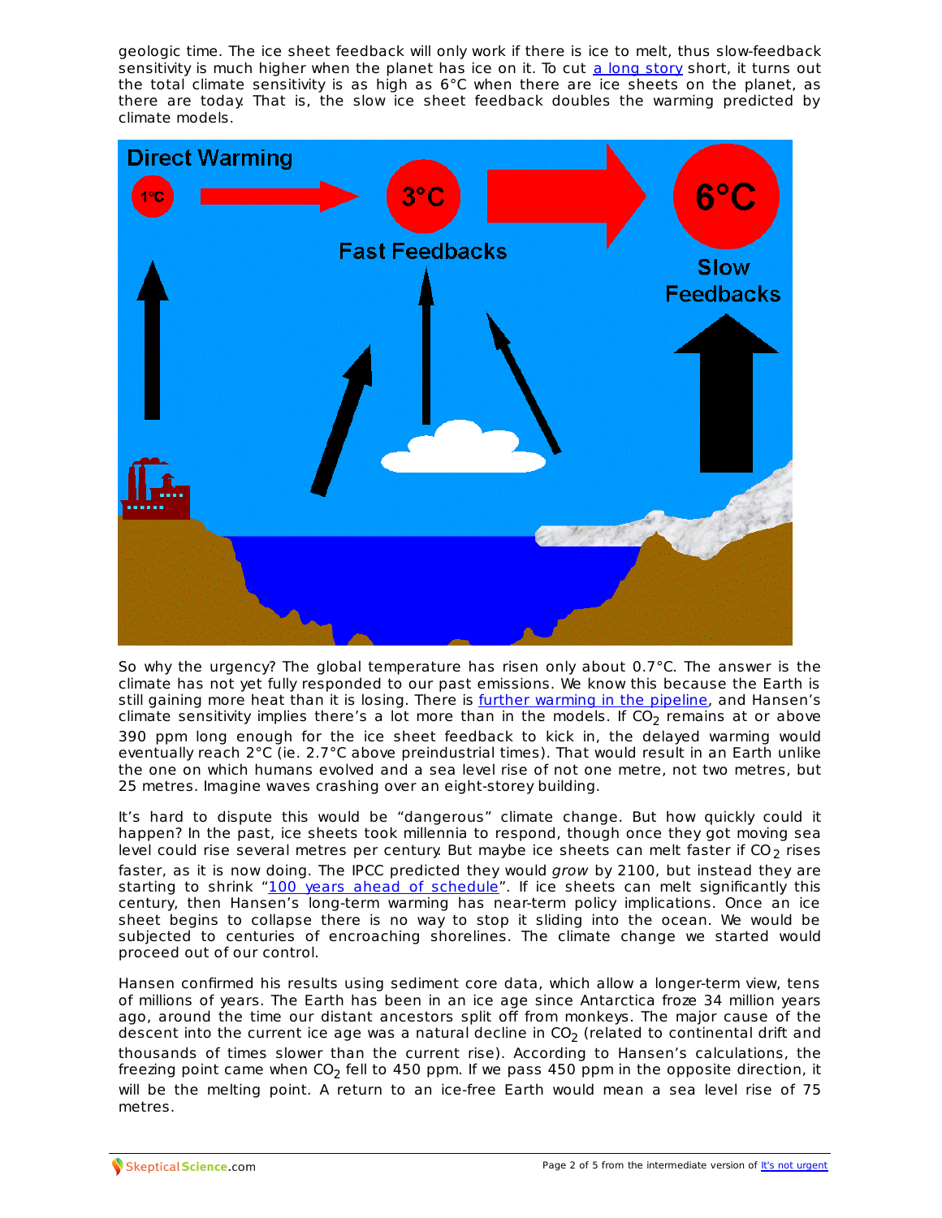geologic time. The ice sheet feedback will only work if there is ice to melt, thus slow-feedback sensitivity is much higher when the planet has ice on it. To cut a long story short, it turns out the total climate sensitivity is as high as 6°C when there are ice sheets on the planet, as there are today. That is, the slow ice sheet feedback doubles the warming predicted by climate models.

So why the urgency? The global temperature has risen only about 0.7°C. The answer is the climate has not yet fully responded to our past emissions. We know this because the Earth is still gaining more heat than it is losing. There is further warming in the pipeline, and Hansen's climate sensitivity implies there's a lot more than in the models. If $CO_2$ remains at or above 390 ppm long enough for the ice sheet feedback to kick in, the delayed warming would eventually reach 2°C (ie. 2.7°C above preindustrial times). That would result in an Earth unlike the one on which humans evolved and a sea level rise of not one metre, not two metres, but 25 metres. Imagine waves crashing over an eight-storey building.

It's hard to dispute this would be "dangerous" climate change. But how quickly could it happen? In the past, ice sheets took millennia to respond, though once they got moving sea level could rise several metres per century. But maybe ice sheets can melt faster if $CO_2$ rises faster, as it is now doing. The IPCC predicted they would *grow* by 2100, but instead they are starting to shrink "100 years ahead of schedule". If ice sheets can melt significantly this century, then Hansen's long-term warming has near-term policy implications. Once an ice sheet begins to collapse there is no way to stop it sliding into the ocean. We would be subjected to centuries of encroaching shorelines. The climate change we started would proceed out of our control.

Hansen confirmed his results using sediment core data, which allow a longer-term view, tens of millions of years. The Earth has been in an ice age since Antarctica froze 34 million years ago, around the time our distant ancestors split off from monkeys. The major cause of the descent into the current ice age was a natural decline in $CO_2$ (related to continental drift and thousands of times slower than the current rise). According to Hansen's calculations, the freezing point came when $CO_2$ fell to 450 ppm. If we pass 450 ppm in the opposite direction, it will be the melting point. A return to an ice-free Earth would mean a sea level rise of 75 metres.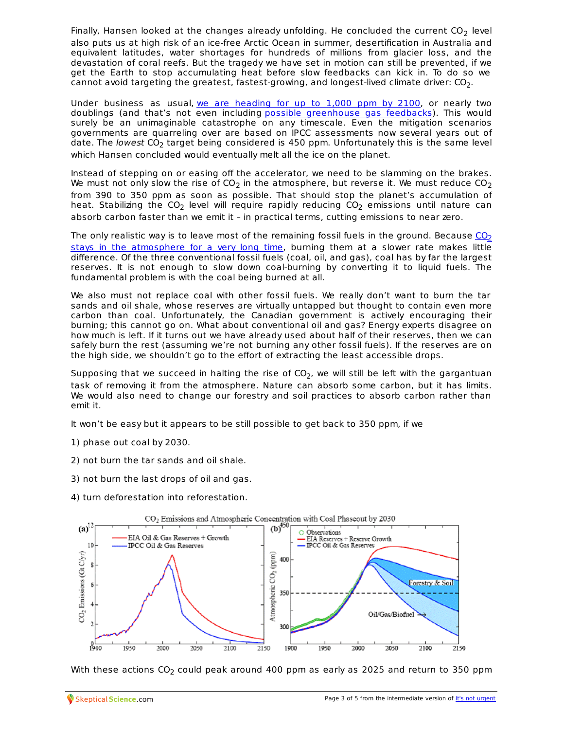Finally, Hansen looked at the changes already unfolding. He concluded the current $CO_2$ level also puts us at high risk of an ice-free Arctic Ocean in summer, desertification in Australia and equivalent latitudes, water shortages for hundreds of millions from glacier loss, and the devastation of coral reefs. But the tragedy we have set in motion can still be prevented, if we get the Earth to stop accumulating heat before slow feedbacks can kick in. To do so we cannot avoid targeting the greatest, fastest-growing, and longest-lived climate driver: $CO_2$.

Under business as usual, [we are heading for up to 1,000 ppm by 2100](), or nearly two doublings (and that's not even including [possible greenhouse gas feedbacks]()). This would surely be an unimaginable catastrophe on any timescale. Even the mitigation scenarios governments are quarreling over are based on IPCC assessments now several years out of date. The *lowest* $CO_2$ target being considered is 450 ppm. Unfortunately this is the same level which Hansen concluded would eventually melt all the ice on the planet.

Instead of stepping on or easing off the accelerator, we need to be slamming on the brakes. We must not only slow the rise of $CO_2$ in the atmosphere, but reverse it. We must reduce $CO_2$ from 390 to 350 ppm as soon as possible. That should stop the planet's accumulation of heat. Stabilizing the $CO_2$ level will require rapidly reducing $CO_2$ emissions until nature can absorb carbon faster than we emit it – in practical terms, cutting emissions to near zero.

The only realistic way is to leave most of the remaining fossil fuels in the ground. Because [$CO_2$ stays in the atmosphere for a very long time](), burning them at a slower rate makes little difference. Of the three conventional fossil fuels (coal, oil, and gas), coal has by far the largest reserves. It is not enough to slow down coal-burning by converting it to liquid fuels. The fundamental problem is with the coal being burned at all.

We also must not replace coal with other fossil fuels. We really don't want to burn the tar sands and oil shale, whose reserves are virtually untapped but thought to contain even more carbon than coal. Unfortunately, the Canadian government is actively encouraging their burning; this cannot go on. What about conventional oil and gas? Energy experts disagree on how much is left. If it turns out we have already used about half of their reserves, then we can safely burn the rest (assuming we're not burning any other fossil fuels). If the reserves are on the high side, we shouldn't go to the effort of extracting the least accessible drops.

Supposing that we succeed in halting the rise of $CO_2$, we will still be left with the gargantuan task of removing it from the atmosphere. Nature can absorb some carbon, but it has limits. We would also need to change our forestry and soil practices to absorb carbon rather than emit it.

It won't be easy but it appears to be still possible to get back to 350 ppm, if we

1) phase out coal by 2030.

2) not burn the tar sands and oil shale.

3) not burn the last drops of oil and gas.

4) turn deforestation into reforestation.

$CO_2$ Emissions and Atmospheric Concentration with Coal Phaseout by 2030

With these actions $CO_2$ could peak around 400 ppm as early as 2025 and return to 350 ppm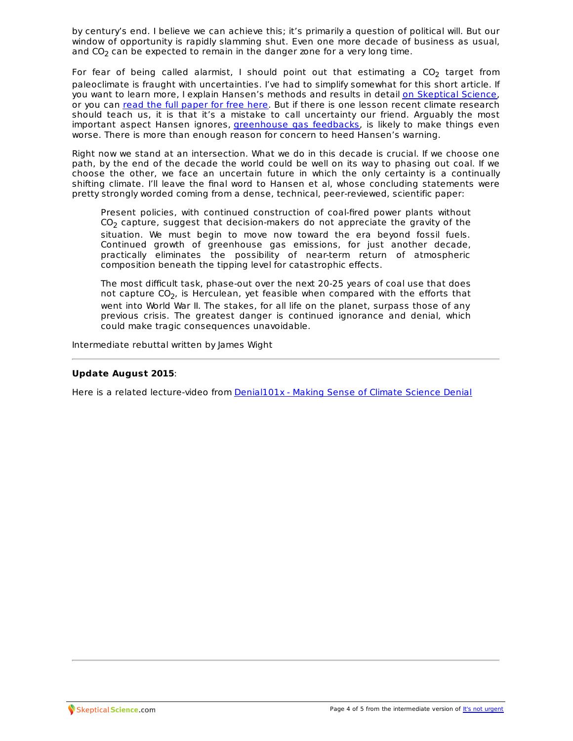by century's end. I believe we can achieve this; it's primarily a question of political will. But our window of opportunity is rapidly slamming shut. Even one more decade of business as usual, and $CO_2$ can be expected to remain in the danger zone for a very long time.

For fear of being called alarmist, I should point out that estimating a $CO_2$ target from paleoclimate is fraught with uncertainties. I've had to simplify somewhat for this short article. If you want to learn more, I explain Hansen's methods and results in detail on Skeptical Science, or you can read the full paper for free here. But if there is one lesson recent climate research should teach us, it is that it's a mistake to call uncertainty our friend. Arguably the most important aspect Hansen ignores, greenhouse gas feedbacks, is likely to make things even worse. There is more than enough reason for concern to heed Hansen's warning.

Right now we stand at an intersection. What we do in this decade is crucial. If we choose one path, by the end of the decade the world could be well on its way to phasing out coal. If we choose the other, we face an uncertain future in which the only certainty is a continually shifting climate. I'll leave the final word to Hansen et al, whose concluding statements were pretty strongly worded coming from a dense, technical, peer-reviewed, scientific paper:

> Present policies, with continued construction of coal-fired power plants without $CO_2$ capture, suggest that decision-makers do not appreciate the gravity of the situation. We must begin to move now toward the era beyond fossil fuels. Continued growth of greenhouse gas emissions, for just another decade, practically eliminates the possibility of near-term return of atmospheric composition beneath the tipping level for catastrophic effects.
>
> The most difficult task, phase-out over the next 20-25 years of coal use that does not capture $CO_2$, is Herculean, yet feasible when compared with the efforts that went into World War II. The stakes, for all life on the planet, surpass those of any previous crisis. The greatest danger is continued ignorance and denial, which could make tragic consequences unavoidable.

Intermediate rebuttal written by James Wight

---

**Update August 2015**:

Here is a related lecture-video from Denial101x - Making Sense of Climate Science Denial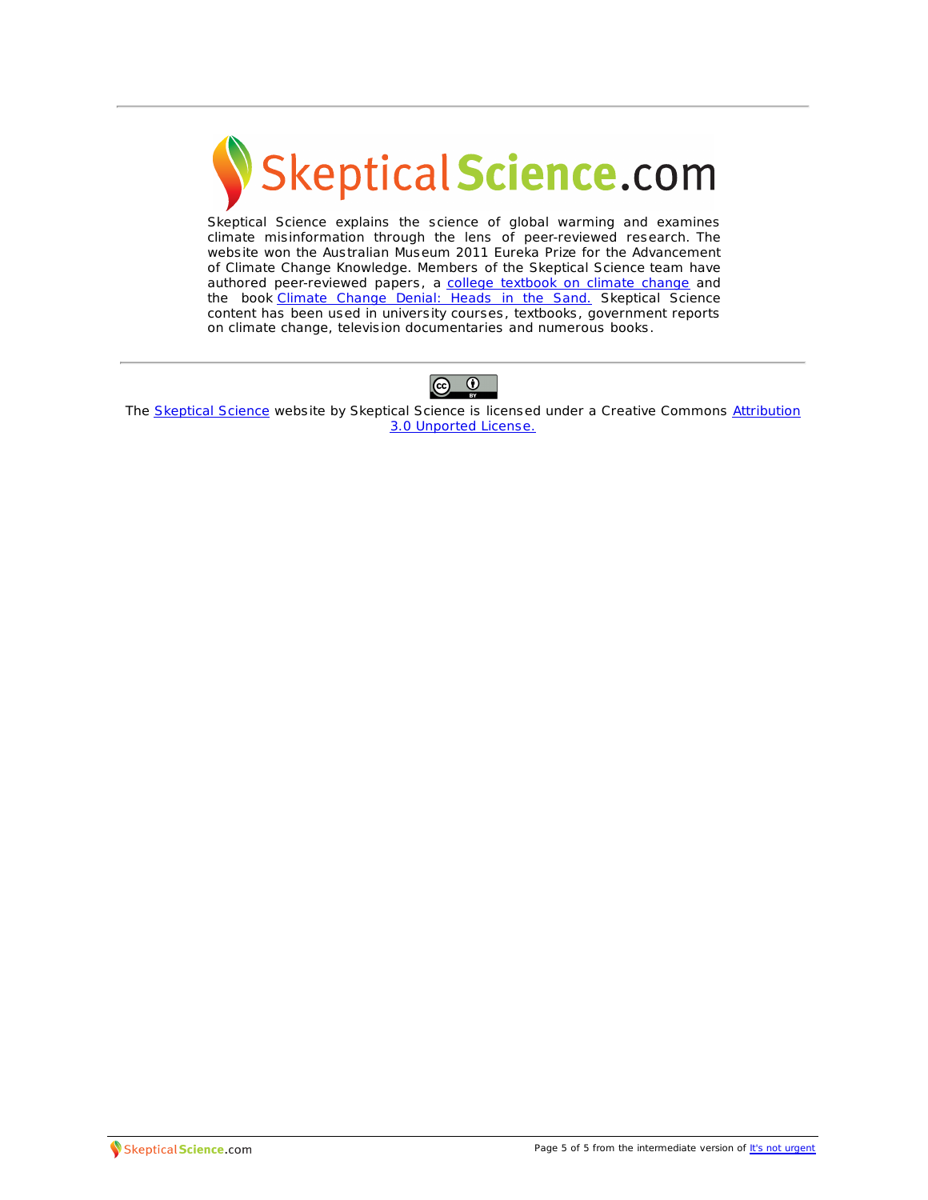Skeptical Science explains the science of global warming and examines climate misinformation through the lens of peer-reviewed research. The website won the Australian Museum 2011 Eureka Prize for the Advancement of Climate Change Knowledge. Members of the Skeptical Science team have authored peer-reviewed papers, a college textbook on climate change and the book Climate Change Denial: Heads in the Sand. Skeptical Science content has been used in university courses, textbooks, government reports on climate change, television documentaries and numerous books.

---

The Skeptical Science website by Skeptical Science is licensed under a Creative Commons Attribution 3.0 Unported License.